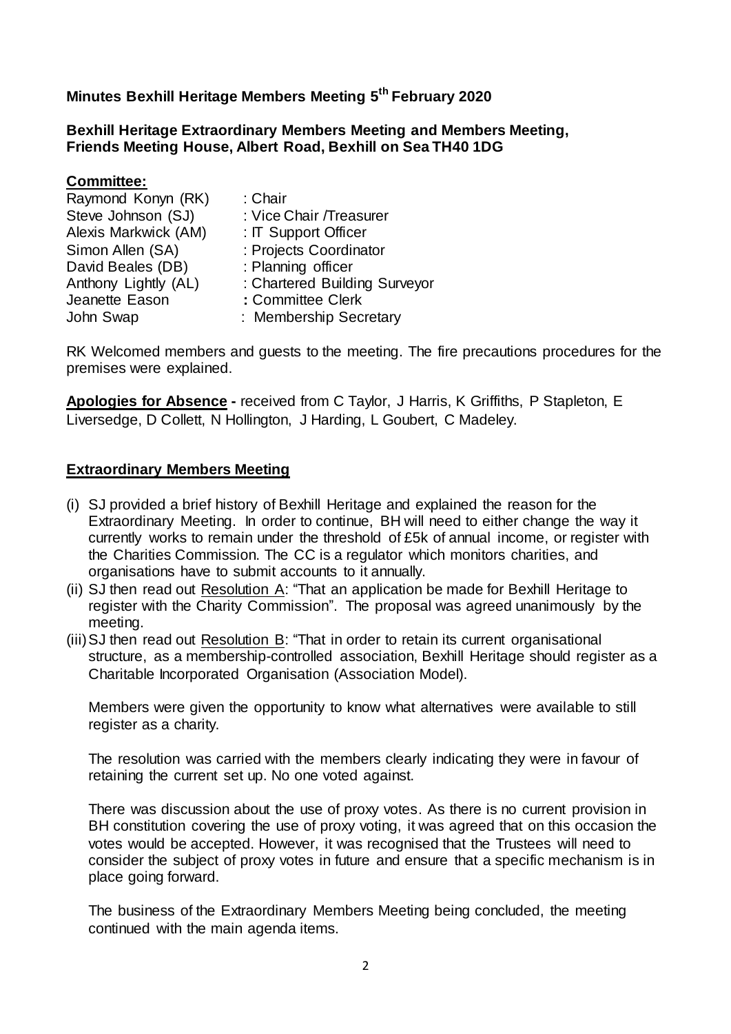**Minutes Bexhill Heritage Members Meeting 5th February 2020**

**Bexhill Heritage Extraordinary Members Meeting and Members Meeting, Friends Meeting House, Albert Road, Bexhill on Sea TH40 1DG**

**Committee:**

Raymond Konyn (RK) : Chair
Steve Johnson (SJ) : Vice Chair /Treasurer
Alexis Markwick (AM) : IT Support Officer
Simon Allen (SA) : Projects Coordinator
David Beales (DB) : Planning officer
Anthony Lightly (AL) : Chartered Building Surveyor
Jeanette Eason : Committee Clerk
John Swap : Membership Secretary

RK Welcomed members and guests to the meeting. The fire precautions procedures for the premises were explained.

**Apologies for Absence -** received from C Taylor, J Harris, K Griffiths, P Stapleton, E Liversedge, D Collett, N Hollington, J Harding, L Goubert, C Madeley.

**Extraordinary Members Meeting**

(i) SJ provided a brief history of Bexhill Heritage and explained the reason for the Extraordinary Meeting. In order to continue, BH will need to either change the way it currently works to remain under the threshold of £5k of annual income, or register with the Charities Commission. The CC is a regulator which monitors charities, and organisations have to submit accounts to it annually.

(ii) SJ then read out Resolution A: "That an application be made for Bexhill Heritage to register with the Charity Commission". The proposal was agreed unanimously by the meeting.

(iii) SJ then read out Resolution B: "That in order to retain its current organisational structure, as a membership-controlled association, Bexhill Heritage should register as a Charitable Incorporated Organisation (Association Model).

Members were given the opportunity to know what alternatives were available to still register as a charity.

The resolution was carried with the members clearly indicating they were in favour of retaining the current set up. No one voted against.

There was discussion about the use of proxy votes. As there is no current provision in BH constitution covering the use of proxy voting, it was agreed that on this occasion the votes would be accepted. However, it was recognised that the Trustees will need to consider the subject of proxy votes in future and ensure that a specific mechanism is in place going forward.

The business of the Extraordinary Members Meeting being concluded, the meeting continued with the main agenda items.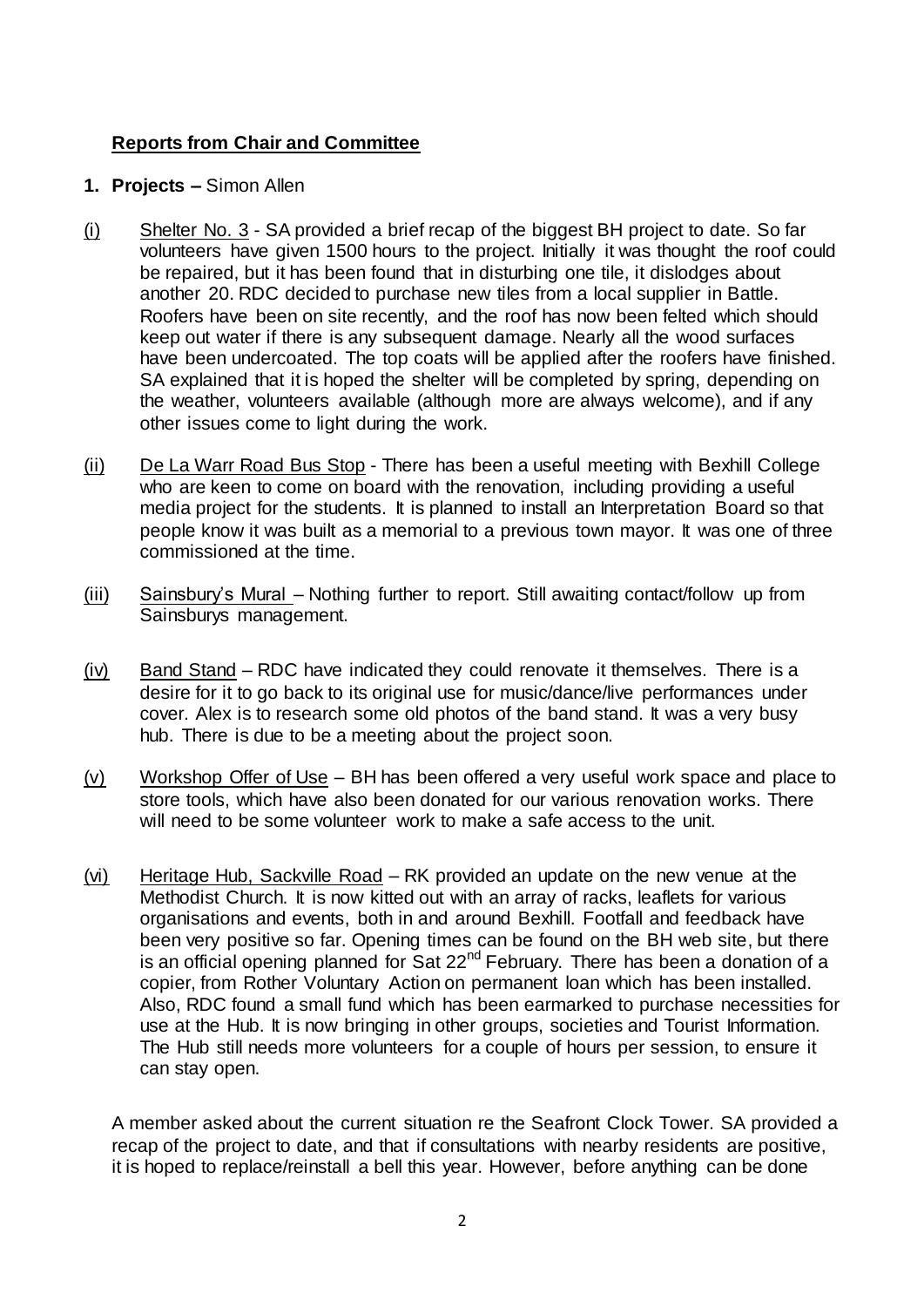## **Reports from Chair and Committee**

**1. Projects –** Simon Allen

(i) Shelter No. 3 - SA provided a brief recap of the biggest BH project to date. So far volunteers have given 1500 hours to the project. Initially it was thought the roof could be repaired, but it has been found that in disturbing one tile, it dislodges about another 20. RDC decided to purchase new tiles from a local supplier in Battle. Roofers have been on site recently, and the roof has now been felted which should keep out water if there is any subsequent damage. Nearly all the wood surfaces have been undercoated. The top coats will be applied after the roofers have finished. SA explained that it is hoped the shelter will be completed by spring, depending on the weather, volunteers available (although more are always welcome), and if any other issues come to light during the work.

(ii) De La Warr Road Bus Stop - There has been a useful meeting with Bexhill College who are keen to come on board with the renovation, including providing a useful media project for the students. It is planned to install an Interpretation Board so that people know it was built as a memorial to a previous town mayor. It was one of three commissioned at the time.

(iii) Sainsbury's Mural – Nothing further to report. Still awaiting contact/follow up from Sainsburys management.

(iv) Band Stand – RDC have indicated they could renovate it themselves. There is a desire for it to go back to its original use for music/dance/live performances under cover. Alex is to research some old photos of the band stand. It was a very busy hub. There is due to be a meeting about the project soon.

(v) Workshop Offer of Use – BH has been offered a very useful work space and place to store tools, which have also been donated for our various renovation works. There will need to be some volunteer work to make a safe access to the unit.

(vi) Heritage Hub, Sackville Road – RK provided an update on the new venue at the Methodist Church. It is now kitted out with an array of racks, leaflets for various organisations and events, both in and around Bexhill. Footfall and feedback have been very positive so far. Opening times can be found on the BH web site, but there is an official opening planned for Sat 22nd February. There has been a donation of a copier, from Rother Voluntary Action on permanent loan which has been installed. Also, RDC found a small fund which has been earmarked to purchase necessities for use at the Hub. It is now bringing in other groups, societies and Tourist Information. The Hub still needs more volunteers for a couple of hours per session, to ensure it can stay open.

A member asked about the current situation re the Seafront Clock Tower. SA provided a recap of the project to date, and that if consultations with nearby residents are positive, it is hoped to replace/reinstall a bell this year. However, before anything can be done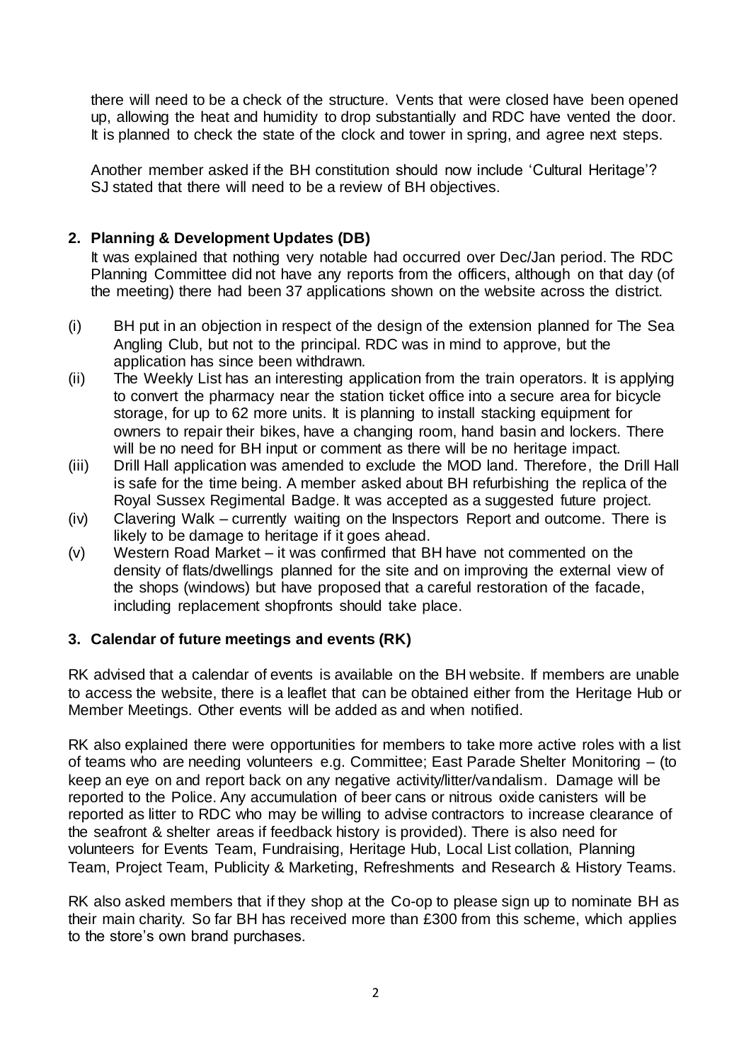there will need to be a check of the structure. Vents that were closed have been opened up, allowing the heat and humidity to drop substantially and RDC have vented the door. It is planned to check the state of the clock and tower in spring, and agree next steps.

Another member asked if the BH constitution should now include 'Cultural Heritage'? SJ stated that there will need to be a review of BH objectives.

## 2. Planning & Development Updates (DB)

It was explained that nothing very notable had occurred over Dec/Jan period. The RDC Planning Committee did not have any reports from the officers, although on that day (of the meeting) there had been 37 applications shown on the website across the district.

(i) BH put in an objection in respect of the design of the extension planned for The Sea Angling Club, but not to the principal. RDC was in mind to approve, but the application has since been withdrawn.

(ii) The Weekly List has an interesting application from the train operators. It is applying to convert the pharmacy near the station ticket office into a secure area for bicycle storage, for up to 62 more units. It is planning to install stacking equipment for owners to repair their bikes, have a changing room, hand basin and lockers. There will be no need for BH input or comment as there will be no heritage impact.

(iii) Drill Hall application was amended to exclude the MOD land. Therefore, the Drill Hall is safe for the time being. A member asked about BH refurbishing the replica of the Royal Sussex Regimental Badge. It was accepted as a suggested future project.

(iv) Clavering Walk – currently waiting on the Inspectors Report and outcome. There is likely to be damage to heritage if it goes ahead.

(v) Western Road Market – it was confirmed that BH have not commented on the density of flats/dwellings planned for the site and on improving the external view of the shops (windows) but have proposed that a careful restoration of the facade, including replacement shopfronts should take place.

## 3. Calendar of future meetings and events (RK)

RK advised that a calendar of events is available on the BH website. If members are unable to access the website, there is a leaflet that can be obtained either from the Heritage Hub or Member Meetings. Other events will be added as and when notified.

RK also explained there were opportunities for members to take more active roles with a list of teams who are needing volunteers e.g. Committee; East Parade Shelter Monitoring – (to keep an eye on and report back on any negative activity/litter/vandalism. Damage will be reported to the Police. Any accumulation of beer cans or nitrous oxide canisters will be reported as litter to RDC who may be willing to advise contractors to increase clearance of the seafront & shelter areas if feedback history is provided). There is also need for volunteers for Events Team, Fundraising, Heritage Hub, Local List collation, Planning Team, Project Team, Publicity & Marketing, Refreshments and Research & History Teams.

RK also asked members that if they shop at the Co-op to please sign up to nominate BH as their main charity. So far BH has received more than £300 from this scheme, which applies to the store's own brand purchases.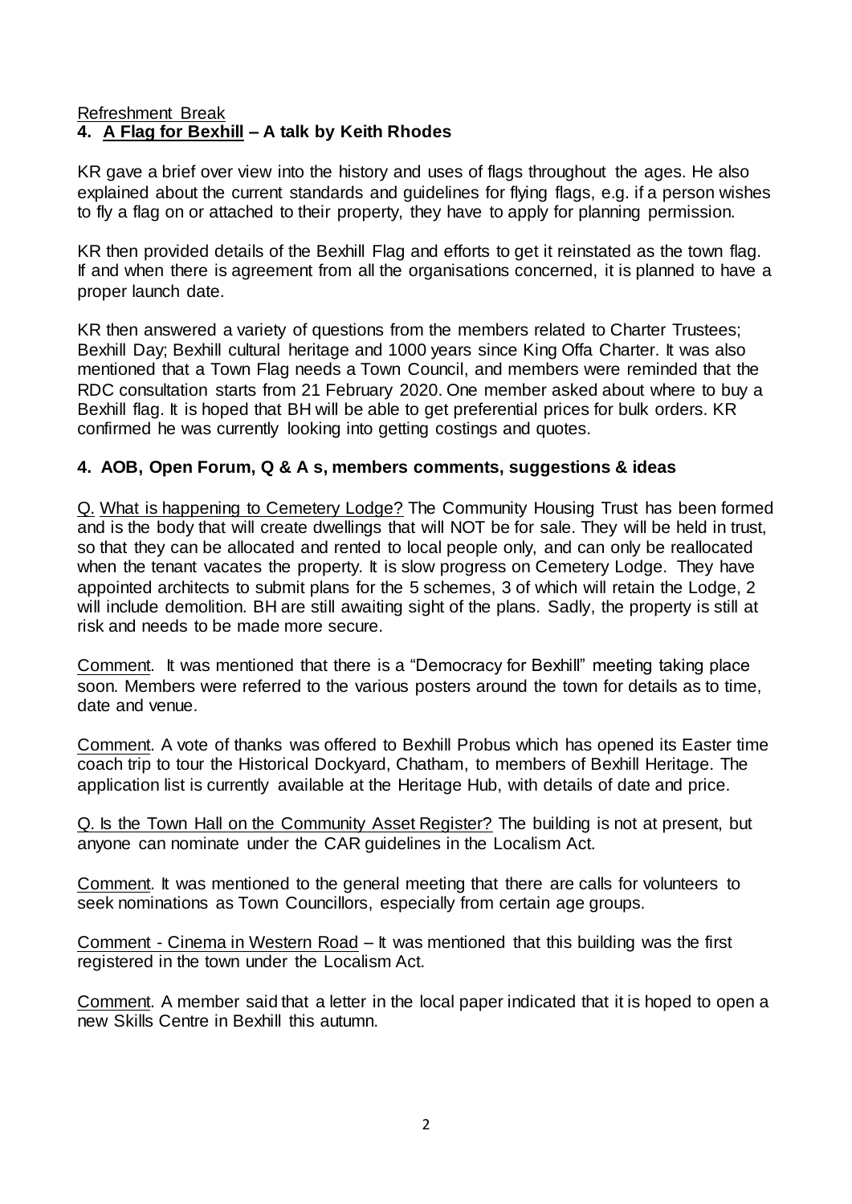Refreshment Break

## 4. <u>A Flag for Bexhill</u> – A talk by Keith Rhodes

KR gave a brief over view into the history and uses of flags throughout the ages. He also explained about the current standards and guidelines for flying flags, e.g. if a person wishes to fly a flag on or attached to their property, they have to apply for planning permission.

KR then provided details of the Bexhill Flag and efforts to get it reinstated as the town flag. If and when there is agreement from all the organisations concerned, it is planned to have a proper launch date.

KR then answered a variety of questions from the members related to Charter Trustees; Bexhill Day; Bexhill cultural heritage and 1000 years since King Offa Charter. It was also mentioned that a Town Flag needs a Town Council, and members were reminded that the RDC consultation starts from 21 February 2020. One member asked about where to buy a Bexhill flag. It is hoped that BH will be able to get preferential prices for bulk orders. KR confirmed he was currently looking into getting costings and quotes.

## 4. AOB, Open Forum, Q & A s, members comments, suggestions & ideas

<u>Q. What is happening to Cemetery Lodge?</u> The Community Housing Trust has been formed and is the body that will create dwellings that will NOT be for sale. They will be held in trust, so that they can be allocated and rented to local people only, and can only be reallocated when the tenant vacates the property. It is slow progress on Cemetery Lodge. They have appointed architects to submit plans for the 5 schemes, 3 of which will retain the Lodge, 2 will include demolition. BH are still awaiting sight of the plans. Sadly, the property is still at risk and needs to be made more secure.

<u>Comment</u>. It was mentioned that there is a "Democracy for Bexhill" meeting taking place soon. Members were referred to the various posters around the town for details as to time, date and venue.

<u>Comment</u>. A vote of thanks was offered to Bexhill Probus which has opened its Easter time coach trip to tour the Historical Dockyard, Chatham, to members of Bexhill Heritage. The application list is currently available at the Heritage Hub, with details of date and price.

<u>Q. Is the Town Hall on the Community Asset Register?</u> The building is not at present, but anyone can nominate under the CAR guidelines in the Localism Act.

<u>Comment</u>. It was mentioned to the general meeting that there are calls for volunteers to seek nominations as Town Councillors, especially from certain age groups.

<u>Comment - Cinema in Western Road</u> – It was mentioned that this building was the first registered in the town under the Localism Act.

<u>Comment</u>. A member said that a letter in the local paper indicated that it is hoped to open a new Skills Centre in Bexhill this autumn.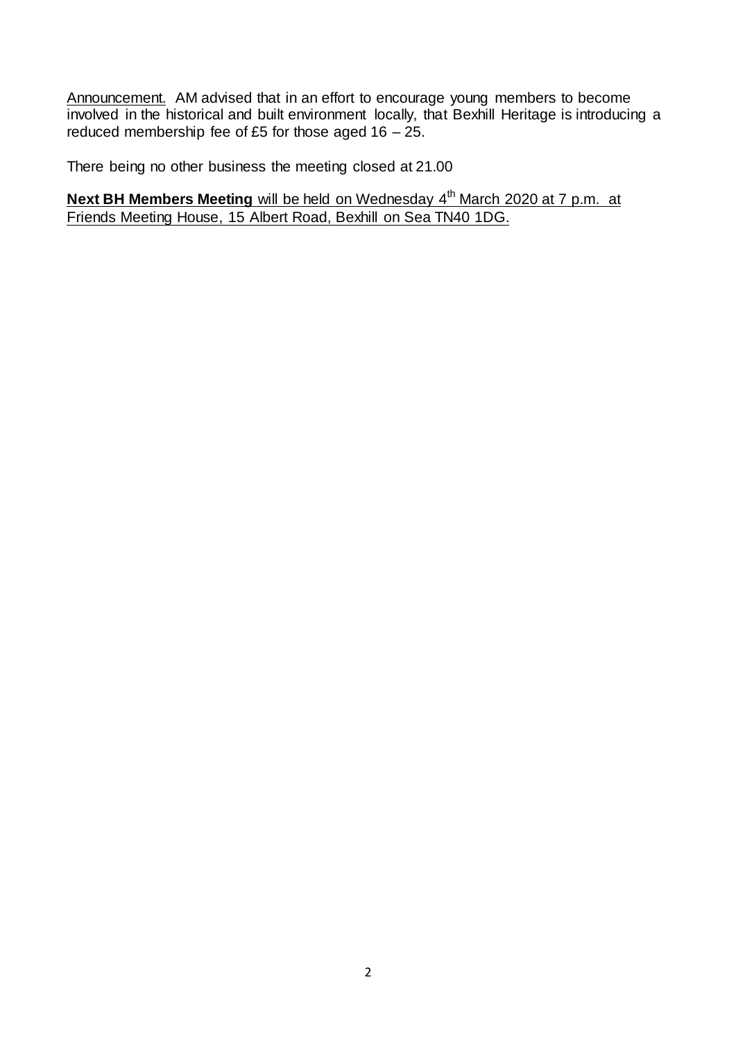Announcement. AM advised that in an effort to encourage young members to become involved in the historical and built environment locally, that Bexhill Heritage is introducing a reduced membership fee of £5 for those aged 16 – 25.

There being no other business the meeting closed at 21.00

**Next BH Members Meeting** will be held on Wednesday 4th March 2020 at 7 p.m. at Friends Meeting House, 15 Albert Road, Bexhill on Sea TN40 1DG.